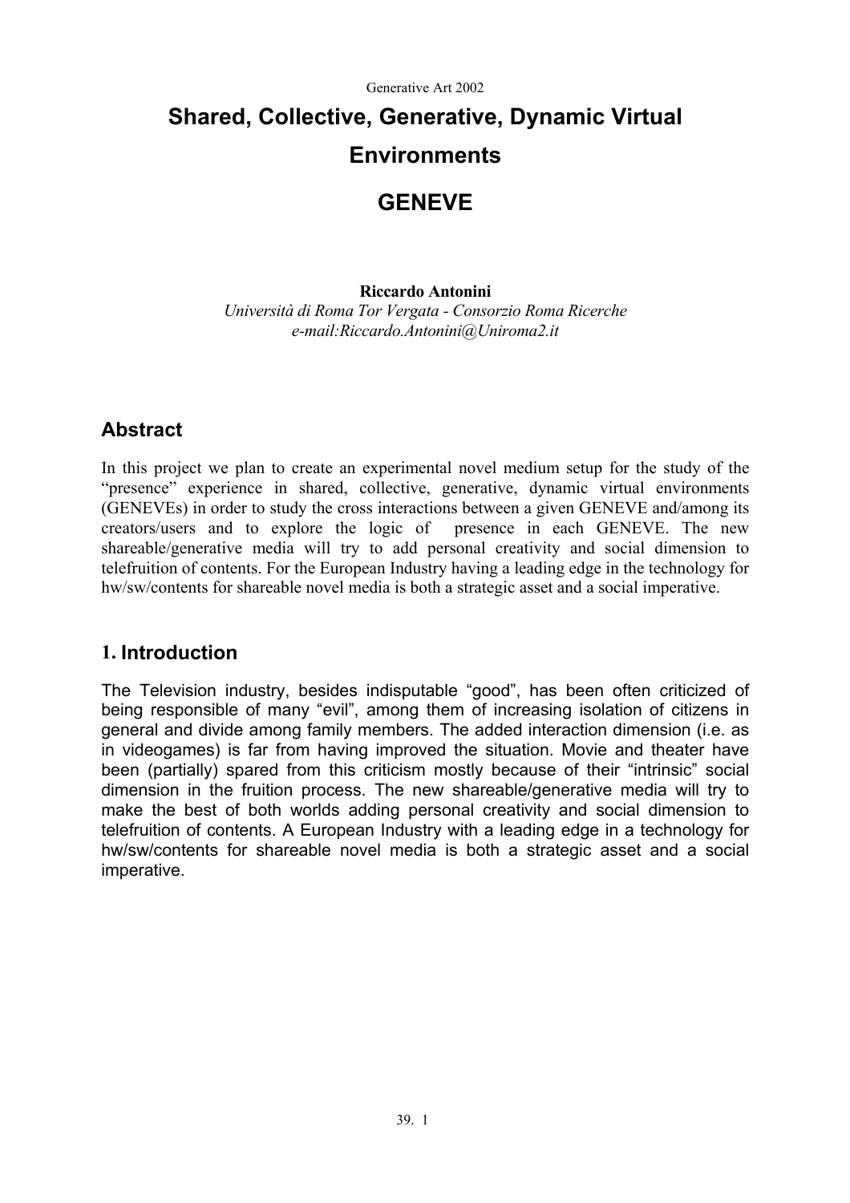Generative Art 2002

# Shared, Collective, Generative, Dynamic Virtual Environments

# GENEVE

**Riccardo Antonini**

*Università di Roma Tor Vergata - Consorzio Roma Ricerche*
*e-mail:Riccardo.Antonini@Uniroma2.it*

## Abstract

In this project we plan to create an experimental novel medium setup for the study of the "presence" experience in shared, collective, generative, dynamic virtual environments (GENEVEs) in order to study the cross interactions between a given GENEVE and/among its creators/users and to explore the logic of presence in each GENEVE. The new shareable/generative media will try to add personal creativity and social dimension to telefruition of contents. For the European Industry having a leading edge in the technology for hw/sw/contents for shareable novel media is both a strategic asset and a social imperative.

## 1. Introduction

The Television industry, besides indisputable "good", has been often criticized of being responsible of many "evil", among them of increasing isolation of citizens in general and divide among family members. The added interaction dimension (i.e. as in videogames) is far from having improved the situation. Movie and theater have been (partially) spared from this criticism mostly because of their "intrinsic" social dimension in the fruition process. The new shareable/generative media will try to make the best of both worlds adding personal creativity and social dimension to telefruition of contents. A European Industry with a leading edge in a technology for hw/sw/contents for shareable novel media is both a strategic asset and a social imperative.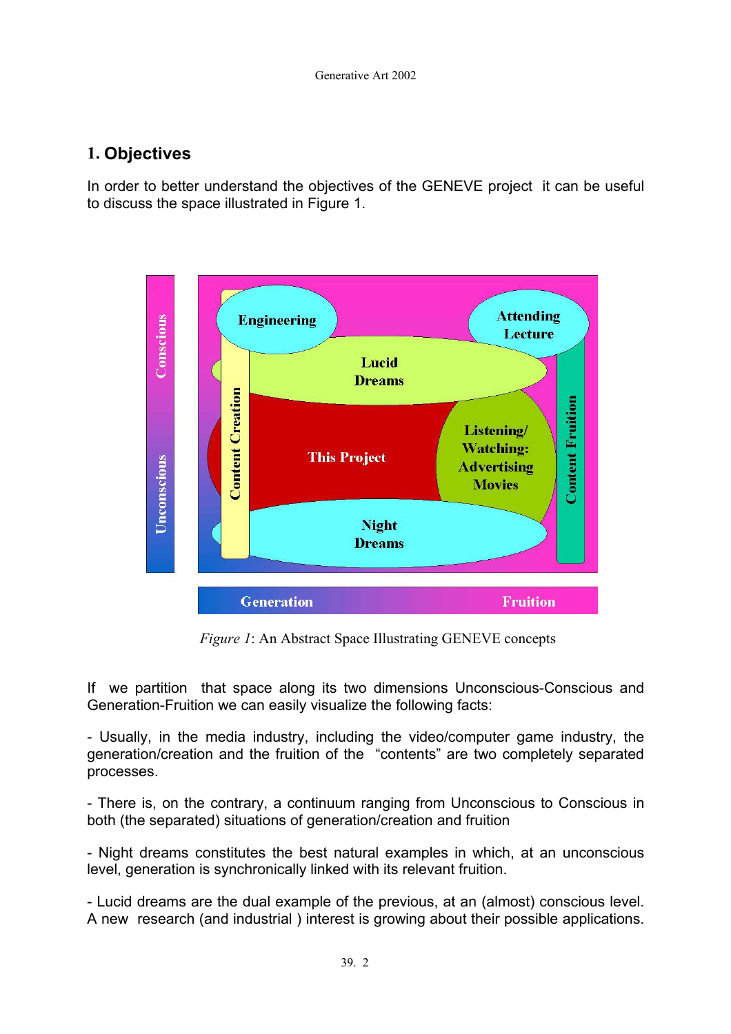## 1. Objectives

In order to better understand the objectives of the GENEVE project it can be useful to discuss the space illustrated in Figure 1.

*Figure 1*: An Abstract Space Illustrating GENEVE concepts

If we partition that space along its two dimensions Unconscious-Conscious and Generation-Fruition we can easily visualize the following facts:

- Usually, in the media industry, including the video/computer game industry, the generation/creation and the fruition of the "contents" are two completely separated processes.

- There is, on the contrary, a continuum ranging from Unconscious to Conscious in both (the separated) situations of generation/creation and fruition

- Night dreams constitutes the best natural examples in which, at an unconscious level, generation is synchronically linked with its relevant fruition.

- Lucid dreams are the dual example of the previous, at an (almost) conscious level. A new research (and industrial ) interest is growing about their possible applications.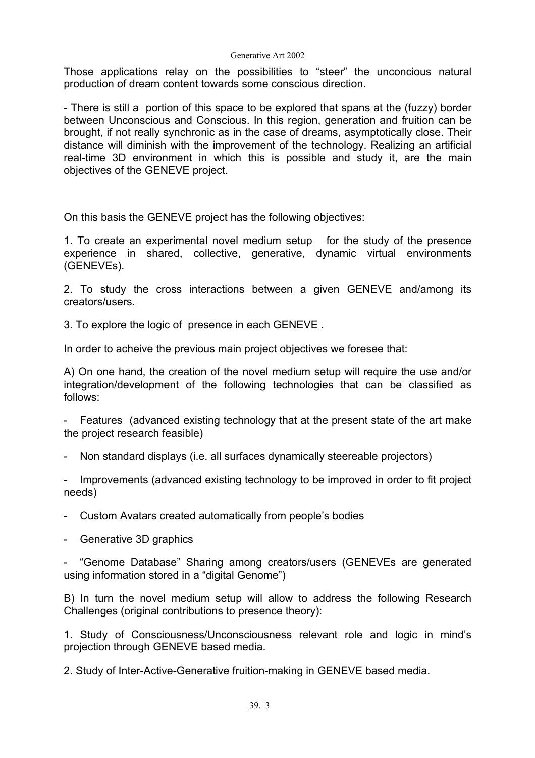Those applications relay on the possibilities to "steer" the unconcious natural production of dream content towards some conscious direction.

- There is still a portion of this space to be explored that spans at the (fuzzy) border between Unconscious and Conscious. In this region, generation and fruition can be brought, if not really synchronic as in the case of dreams, asymptotically close. Their distance will diminish with the improvement of the technology. Realizing an artificial real-time 3D environment in which this is possible and study it, are the main objectives of the GENEVE project.

On this basis the GENEVE project has the following objectives:

1. To create an experimental novel medium setup for the study of the presence experience in shared, collective, generative, dynamic virtual environments (GENEVEs).

2. To study the cross interactions between a given GENEVE and/among its creators/users.

3. To explore the logic of presence in each GENEVE .

In order to acheive the previous main project objectives we foresee that:

A) On one hand, the creation of the novel medium setup will require the use and/or integration/development of the following technologies that can be classified as follows:

- Features (advanced existing technology that at the present state of the art make the project research feasible)

- Non standard displays (i.e. all surfaces dynamically steereable projectors)

- Improvements (advanced existing technology to be improved in order to fit project needs)

- Custom Avatars created automatically from people's bodies

- Generative 3D graphics

- "Genome Database" Sharing among creators/users (GENEVEs are generated using information stored in a "digital Genome")

B) In turn the novel medium setup will allow to address the following Research Challenges (original contributions to presence theory):

1. Study of Consciousness/Unconsciousness relevant role and logic in mind's projection through GENEVE based media.

2. Study of Inter-Active-Generative fruition-making in GENEVE based media.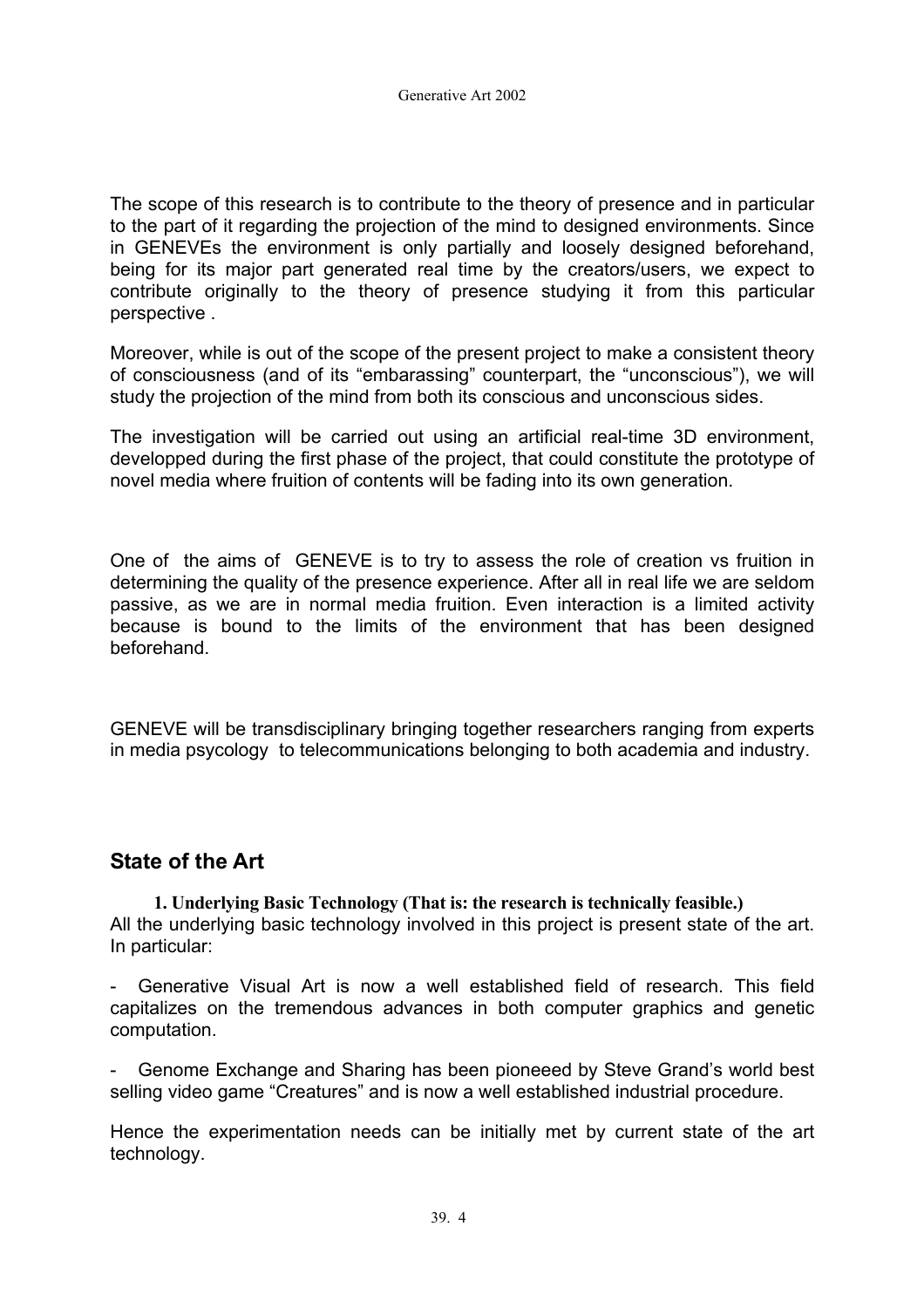The scope of this research is to contribute to the theory of presence and in particular to the part of it regarding the projection of the mind to designed environments. Since in GENEVEs the environment is only partially and loosely designed beforehand, being for its major part generated real time by the creators/users, we expect to contribute originally to the theory of presence studying it from this particular perspective .

Moreover, while is out of the scope of the present project to make a consistent theory of consciousness (and of its "embarassing" counterpart, the "unconscious"), we will study the projection of the mind from both its conscious and unconscious sides.

The investigation will be carried out using an artificial real-time 3D environment, developped during the first phase of the project, that could constitute the prototype of novel media where fruition of contents will be fading into its own generation.

One of the aims of GENEVE is to try to assess the role of creation vs fruition in determining the quality of the presence experience. After all in real life we are seldom passive, as we are in normal media fruition. Even interaction is a limited activity because is bound to the limits of the environment that has been designed beforehand.

GENEVE will be transdisciplinary bringing together researchers ranging from experts in media psycology to telecommunications belonging to both academia and industry.

## State of the Art

**1. Underlying Basic Technology (That is: the research is technically feasible.)**

All the underlying basic technology involved in this project is present state of the art. In particular:

- Generative Visual Art is now a well established field of research. This field capitalizes on the tremendous advances in both computer graphics and genetic computation.

- Genome Exchange and Sharing has been pioneeed by Steve Grand's world best selling video game "Creatures" and is now a well established industrial procedure.

Hence the experimentation needs can be initially met by current state of the art technology.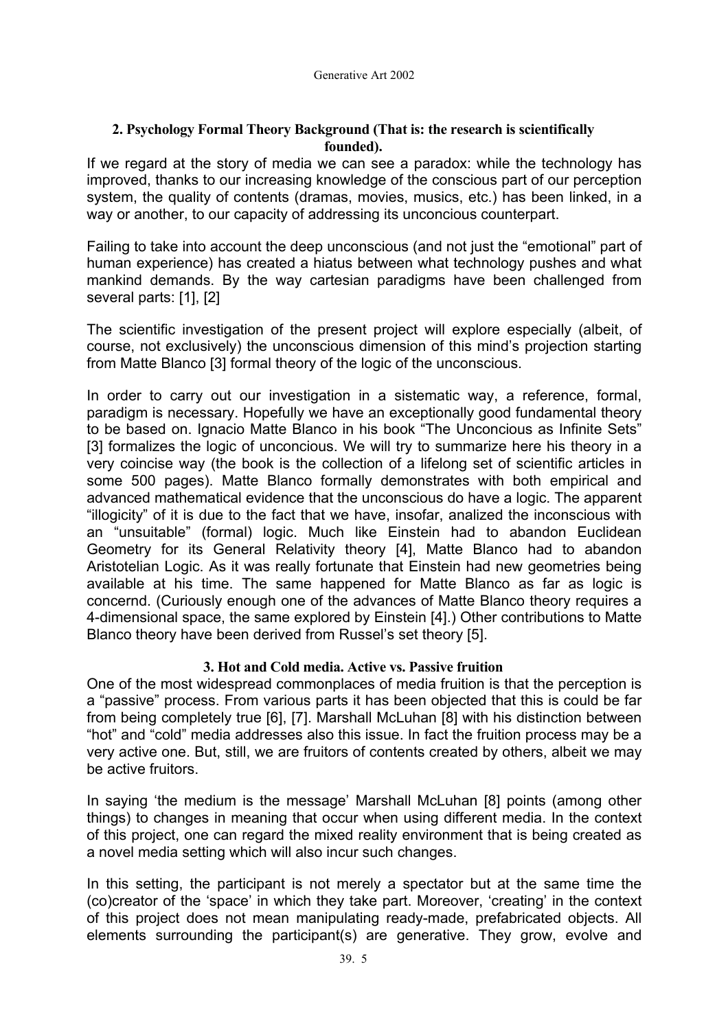## 2. Psychology Formal Theory Background (That is: the research is scientifically founded).

If we regard at the story of media we can see a paradox: while the technology has improved, thanks to our increasing knowledge of the conscious part of our perception system, the quality of contents (dramas, movies, musics, etc.) has been linked, in a way or another, to our capacity of addressing its unconcious counterpart.

Failing to take into account the deep unconscious (and not just the "emotional" part of human experience) has created a hiatus between what technology pushes and what mankind demands. By the way cartesian paradigms have been challenged from several parts: [1], [2]

The scientific investigation of the present project will explore especially (albeit, of course, not exclusively) the unconscious dimension of this mind's projection starting from Matte Blanco [3] formal theory of the logic of the unconscious.

In order to carry out our investigation in a sistematic way, a reference, formal, paradigm is necessary. Hopefully we have an exceptionally good fundamental theory to be based on. Ignacio Matte Blanco in his book "The Unconcious as Infinite Sets" [3] formalizes the logic of unconcious. We will try to summarize here his theory in a very coincise way (the book is the collection of a lifelong set of scientific articles in some 500 pages). Matte Blanco formally demonstrates with both empirical and advanced mathematical evidence that the unconscious do have a logic. The apparent "illogicity" of it is due to the fact that we have, insofar, analized the inconscious with an "unsuitable" (formal) logic. Much like Einstein had to abandon Euclidean Geometry for its General Relativity theory [4], Matte Blanco had to abandon Aristotelian Logic. As it was really fortunate that Einstein had new geometries being available at his time. The same happened for Matte Blanco as far as logic is concernd. (Curiously enough one of the advances of Matte Blanco theory requires a 4-dimensional space, the same explored by Einstein [4].) Other contributions to Matte Blanco theory have been derived from Russel's set theory [5].

## 3. Hot and Cold media. Active vs. Passive fruition

One of the most widespread commonplaces of media fruition is that the perception is a "passive" process. From various parts it has been objected that this is could be far from being completely true [6], [7]. Marshall McLuhan [8] with his distinction between "hot" and "cold" media addresses also this issue. In fact the fruition process may be a very active one. But, still, we are fruitors of contents created by others, albeit we may be active fruitors.

In saying 'the medium is the message' Marshall McLuhan [8] points (among other things) to changes in meaning that occur when using different media. In the context of this project, one can regard the mixed reality environment that is being created as a novel media setting which will also incur such changes.

In this setting, the participant is not merely a spectator but at the same time the (co)creator of the 'space' in which they take part. Moreover, 'creating' in the context of this project does not mean manipulating ready-made, prefabricated objects. All elements surrounding the participant(s) are generative. They grow, evolve and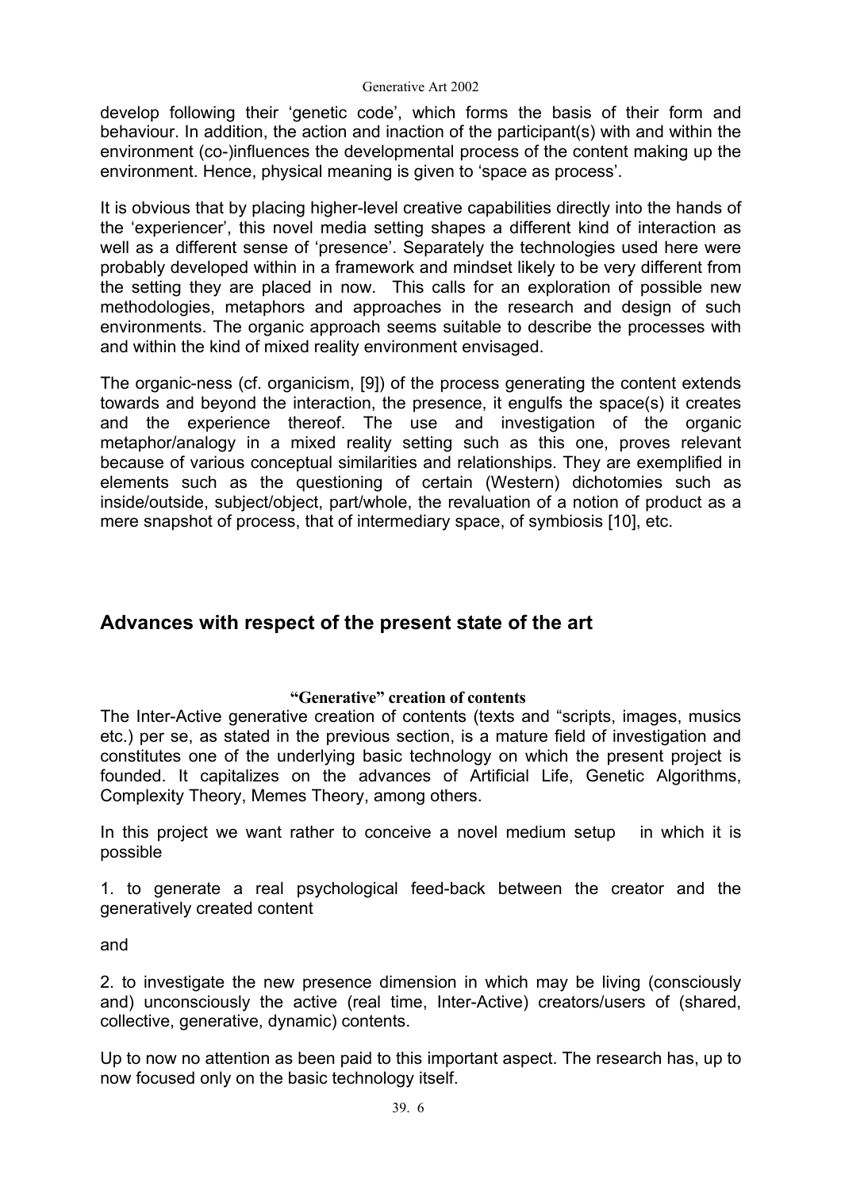develop following their 'genetic code', which forms the basis of their form and behaviour. In addition, the action and inaction of the participant(s) with and within the environment (co-)influences the developmental process of the content making up the environment. Hence, physical meaning is given to 'space as process'.

It is obvious that by placing higher-level creative capabilities directly into the hands of the 'experiencer', this novel media setting shapes a different kind of interaction as well as a different sense of 'presence'. Separately the technologies used here were probably developed within in a framework and mindset likely to be very different from the setting they are placed in now. This calls for an exploration of possible new methodologies, metaphors and approaches in the research and design of such environments. The organic approach seems suitable to describe the processes with and within the kind of mixed reality environment envisaged.

The organic-ness (cf. organicism, [9]) of the process generating the content extends towards and beyond the interaction, the presence, it engulfs the space(s) it creates and the experience thereof. The use and investigation of the organic metaphor/analogy in a mixed reality setting such as this one, proves relevant because of various conceptual similarities and relationships. They are exemplified in elements such as the questioning of certain (Western) dichotomies such as inside/outside, subject/object, part/whole, the revaluation of a notion of product as a mere snapshot of process, that of intermediary space, of symbiosis [10], etc.

## Advances with respect of the present state of the art

### "Generative" creation of contents

The Inter-Active generative creation of contents (texts and "scripts, images, musics etc.) per se, as stated in the previous section, is a mature field of investigation and constitutes one of the underlying basic technology on which the present project is founded. It capitalizes on the advances of Artificial Life, Genetic Algorithms, Complexity Theory, Memes Theory, among others.

In this project we want rather to conceive a novel medium setup in which it is possible

1. to generate a real psychological feed-back between the creator and the generatively created content

and

2. to investigate the new presence dimension in which may be living (consciously and) unconsciously the active (real time, Inter-Active) creators/users of (shared, collective, generative, dynamic) contents.

Up to now no attention as been paid to this important aspect. The research has, up to now focused only on the basic technology itself.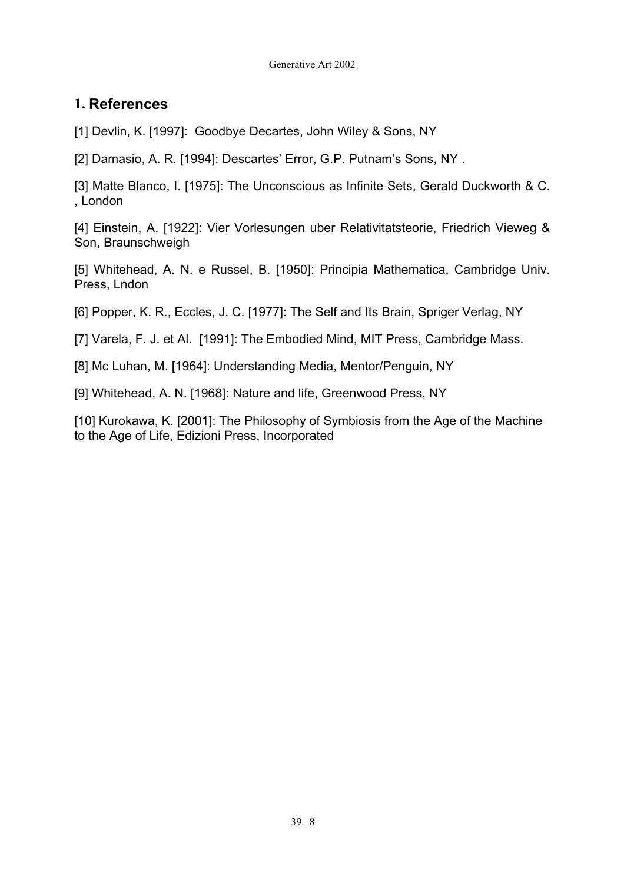## 1. References

[1] Devlin, K. [1997]: Goodbye Decartes, John Wiley & Sons, NY

[2] Damasio, A. R. [1994]: Descartes' Error, G.P. Putnam's Sons, NY .

[3] Matte Blanco, I. [1975]: The Unconscious as Infinite Sets, Gerald Duckworth & C. , London

[4] Einstein, A. [1922]: Vier Vorlesungen uber Relativitatsteorie, Friedrich Vieweg & Son, Braunschweigh

[5] Whitehead, A. N. e Russel, B. [1950]: Principia Mathematica, Cambridge Univ. Press, Lndon

[6] Popper, K. R., Eccles, J. C. [1977]: The Self and Its Brain, Spriger Verlag, NY

[7] Varela, F. J. et Al. [1991]: The Embodied Mind, MIT Press, Cambridge Mass.

[8] Mc Luhan, M. [1964]: Understanding Media, Mentor/Penguin, NY

[9] Whitehead, A. N. [1968]: Nature and life, Greenwood Press, NY

[10] Kurokawa, K. [2001]: The Philosophy of Symbiosis from the Age of the Machine to the Age of Life, Edizioni Press, Incorporated